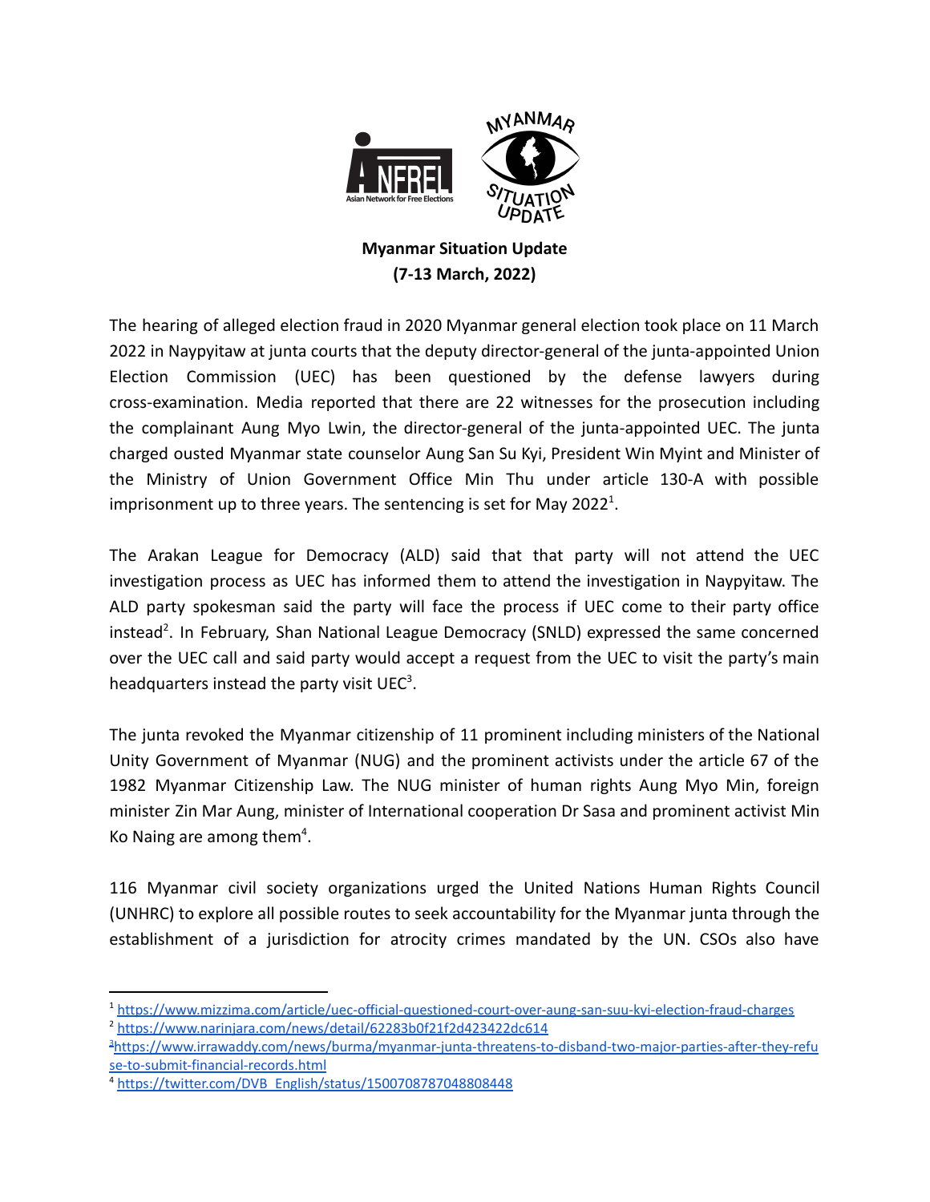**Myanmar Situation Update**
**(7-13 March, 2022)**

The hearing of alleged election fraud in 2020 Myanmar general election took place on 11 March 2022 in Naypyitaw at junta courts that the deputy director-general of the junta-appointed Union Election Commission (UEC) has been questioned by the defense lawyers during cross-examination. Media reported that there are 22 witnesses for the prosecution including the complainant Aung Myo Lwin, the director-general of the junta-appointed UEC. The junta charged ousted Myanmar state counselor Aung San Su Kyi, President Win Myint and Minister of the Ministry of Union Government Office Min Thu under article 130-A with possible imprisonment up to three years. The sentencing is set for May 2022[1].

The Arakan League for Democracy (ALD) said that that party will not attend the UEC investigation process as UEC has informed them to attend the investigation in Naypyitaw. The ALD party spokesman said the party will face the process if UEC come to their party office instead[2]. In February, Shan National League Democracy (SNLD) expressed the same concerned over the UEC call and said party would accept a request from the UEC to visit the party's main headquarters instead the party visit UEC[3].

The junta revoked the Myanmar citizenship of 11 prominent including ministers of the National Unity Government of Myanmar (NUG) and the prominent activists under the article 67 of the 1982 Myanmar Citizenship Law. The NUG minister of human rights Aung Myo Min, foreign minister Zin Mar Aung, minister of International cooperation Dr Sasa and prominent activist Min Ko Naing are among them[4].

116 Myanmar civil society organizations urged the United Nations Human Rights Council (UNHRC) to explore all possible routes to seek accountability for the Myanmar junta through the establishment of a jurisdiction for atrocity crimes mandated by the UN. CSOs also have

---

[1] https://www.mizzima.com/article/uec-official-questioned-court-over-aung-san-suu-kyi-election-fraud-charges

[2] https://www.narinjara.com/news/detail/62283b0f21f2d423422dc614

[3] https://www.irrawaddy.com/news/burma/myanmar-junta-threatens-to-disband-two-major-parties-after-they-refuse-to-submit-financial-records.html

[4] https://twitter.com/DVB_English/status/1500708787048808448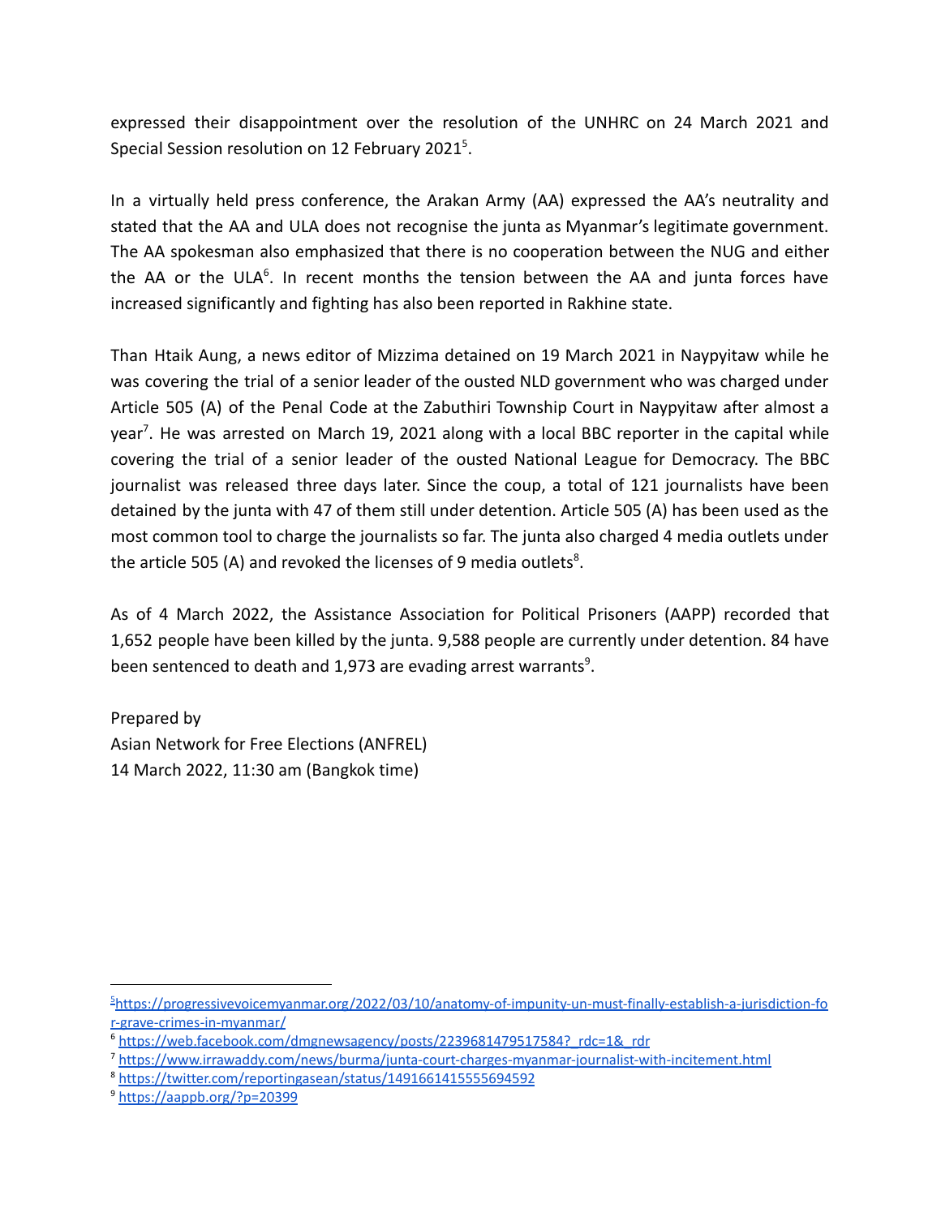expressed their disappointment over the resolution of the UNHRC on 24 March 2021 and Special Session resolution on 12 February 2021[5].

In a virtually held press conference, the Arakan Army (AA) expressed the AA's neutrality and stated that the AA and ULA does not recognise the junta as Myanmar's legitimate government. The AA spokesman also emphasized that there is no cooperation between the NUG and either the AA or the ULA[6]. In recent months the tension between the AA and junta forces have increased significantly and fighting has also been reported in Rakhine state.

Than Htaik Aung, a news editor of Mizzima detained on 19 March 2021 in Naypyitaw while he was covering the trial of a senior leader of the ousted NLD government who was charged under Article 505 (A) of the Penal Code at the Zabuthiri Township Court in Naypyitaw after almost a year[7]. He was arrested on March 19, 2021 along with a local BBC reporter in the capital while covering the trial of a senior leader of the ousted National League for Democracy. The BBC journalist was released three days later. Since the coup, a total of 121 journalists have been detained by the junta with 47 of them still under detention. Article 505 (A) has been used as the most common tool to charge the journalists so far. The junta also charged 4 media outlets under the article 505 (A) and revoked the licenses of 9 media outlets[8].

As of 4 March 2022, the Assistance Association for Political Prisoners (AAPP) recorded that 1,652 people have been killed by the junta. 9,588 people are currently under detention. 84 have been sentenced to death and 1,973 are evading arrest warrants[9].

Prepared by
Asian Network for Free Elections (ANFREL)
14 March 2022, 11:30 am (Bangkok time)

---

[5] https://progressivevoicemyanmar.org/2022/03/10/anatomy-of-impunity-un-must-finally-establish-a-jurisdiction-for-grave-crimes-in-myanmar/

[6] https://web.facebook.com/dmgnewsagency/posts/2239681479517584?_rdc=1&_rdr

[7] https://www.irrawaddy.com/news/burma/junta-court-charges-myanmar-journalist-with-incitement.html

[8] https://twitter.com/reportingasean/status/1491661415555694592

[9] https://aappb.org/?p=20399